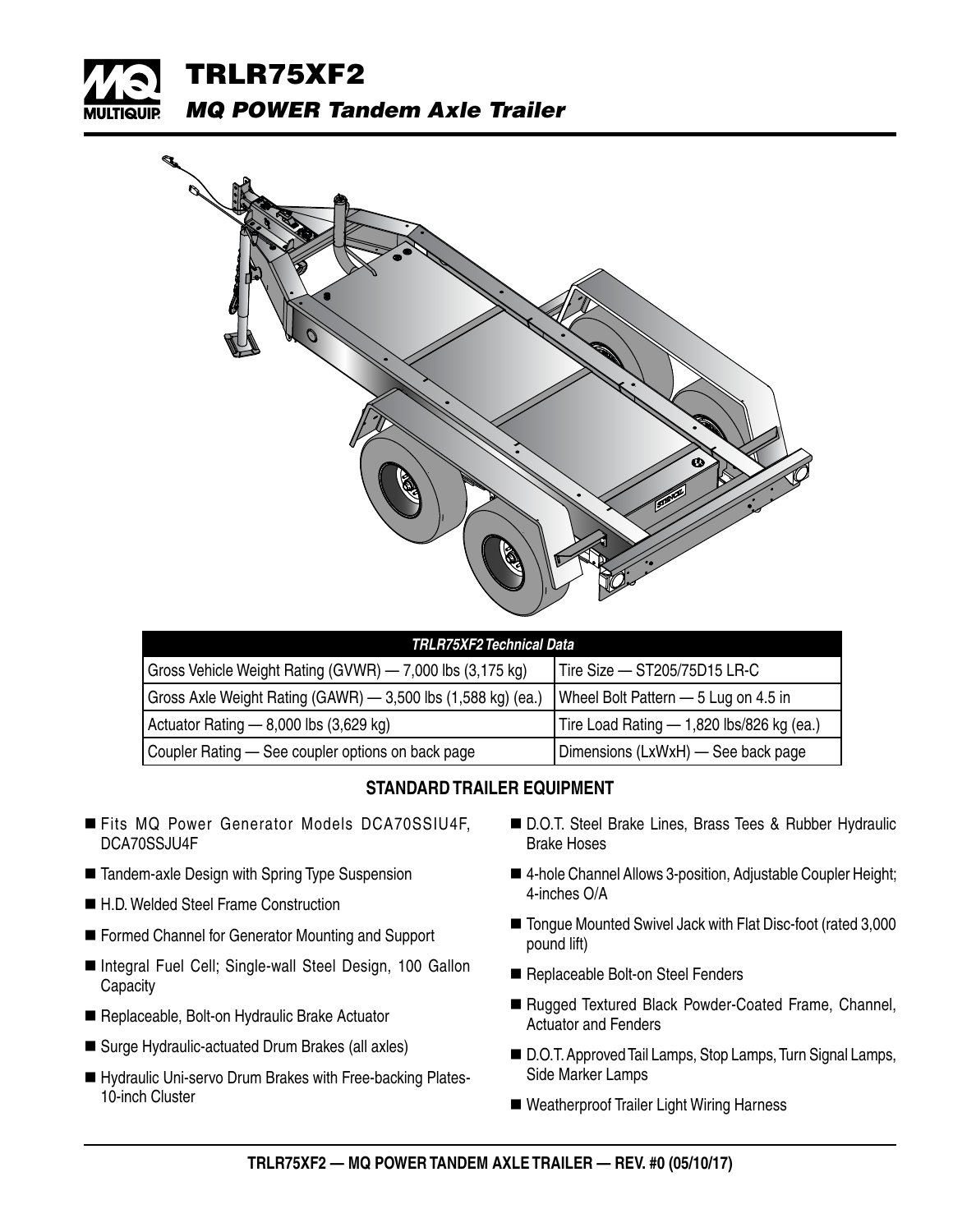# TRLR75XF2

## *MQ POWER Tandem Axle Trailer*

| *TRLR75XF2 Technical Data* | |
|---|---|
| Gross Vehicle Weight Rating (GVWR) — 7,000 lbs (3,175 kg) | Tire Size — ST205/75D15 LR-C |
| Gross Axle Weight Rating (GAWR) — 3,500 lbs (1,588 kg) (ea.) | Wheel Bolt Pattern — 5 Lug on 4.5 in |
| Actuator Rating — 8,000 lbs (3,629 kg) | Tire Load Rating — 1,820 lbs/826 kg (ea.) |
| Coupler Rating — See coupler options on back page | Dimensions (LxWxH) — See back page |

### STANDARD TRAILER EQUIPMENT

- Fits MQ Power Generator Models DCA70SSIU4F, DCA70SSJU4F
- Tandem-axle Design with Spring Type Suspension
- H.D. Welded Steel Frame Construction
- Formed Channel for Generator Mounting and Support
- Integral Fuel Cell; Single-wall Steel Design, 100 Gallon Capacity
- Replaceable, Bolt-on Hydraulic Brake Actuator
- Surge Hydraulic-actuated Drum Brakes (all axles)
- Hydraulic Uni-servo Drum Brakes with Free-backing Plates-10-inch Cluster
- D.O.T. Steel Brake Lines, Brass Tees & Rubber Hydraulic Brake Hoses
- 4-hole Channel Allows 3-position, Adjustable Coupler Height; 4-inches O/A
- Tongue Mounted Swivel Jack with Flat Disc-foot (rated 3,000 pound lift)
- Replaceable Bolt-on Steel Fenders
- Rugged Textured Black Powder-Coated Frame, Channel, Actuator and Fenders
- D.O.T. Approved Tail Lamps, Stop Lamps, Turn Signal Lamps, Side Marker Lamps
- Weatherproof Trailer Light Wiring Harness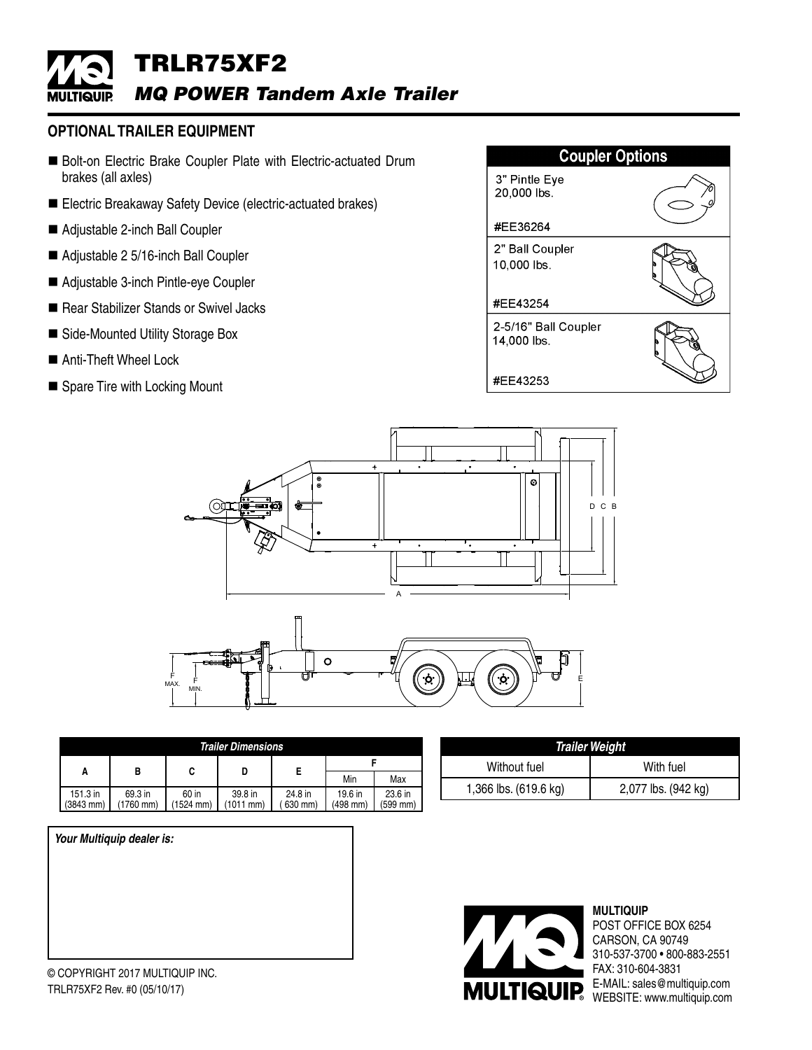# TRLR75XF2

## *MQ POWER Tandem Axle Trailer*

### OPTIONAL TRAILER EQUIPMENT

- Bolt-on Electric Brake Coupler Plate with Electric-actuated Drum brakes (all axles)
- Electric Breakaway Safety Device (electric-actuated brakes)
- Adjustable 2-inch Ball Coupler
- Adjustable 2 5/16-inch Ball Coupler
- Adjustable 3-inch Pintle-eye Coupler
- Rear Stabilizer Stands or Swivel Jacks
- Side-Mounted Utility Storage Box
- Anti-Theft Wheel Lock
- Spare Tire with Locking Mount

**Coupler Options**

3" Pintle Eye
20,000 lbs.
#EE36264

2" Ball Coupler
10,000 lbs.
#EE43254

2-5/16" Ball Coupler
14,000 lbs.
#EE43253

D C B

A

F MAX. F MIN.

E

| *Trailer Dimensions* | | | | | | |
|---|---|---|---|---|---|---|
| A | B | C | D | E | F | |
| | | | | | Min | Max |
| 151.3 in (3843 mm) | 69.3 in (1760 mm) | 60 in (1524 mm) | 39.8 in (1011 mm) | 24.8 in (630 mm) | 19.6 in (498 mm) | 23.6 in (599 mm) |

| *Trailer Weight* | |
|---|---|
| Without fuel | With fuel |
| 1,366 lbs. (619.6 kg) | 2,077 lbs. (942 kg) |

*Your Multiquip dealer is:*

© COPYRIGHT 2017 MULTIQUIP INC.
TRLR75XF2 Rev. #0 (05/10/17)

**MULTIQUIP**
POST OFFICE BOX 6254
CARSON, CA 90749
310-537-3700 • 800-883-2551
FAX: 310-604-3831
E-MAIL: sales@multiquip.com
WEBSITE: www.multiquip.com